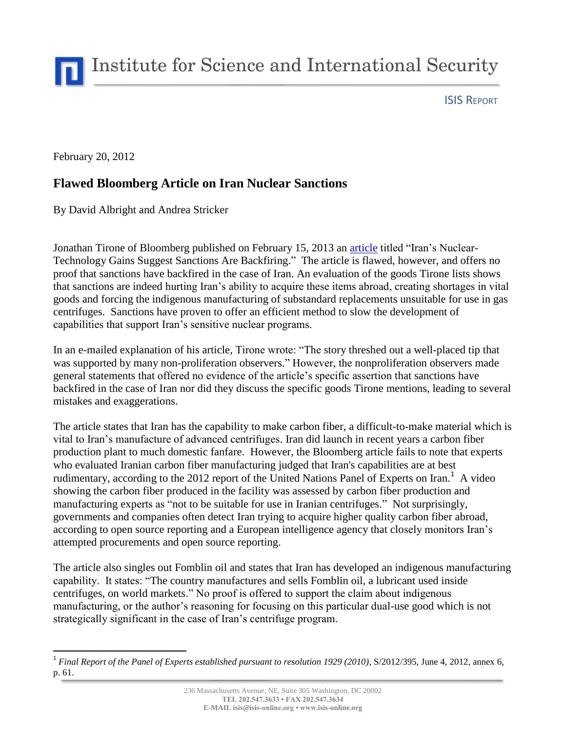Institute for Science and International Security

ISIS REPORT

February 20, 2012

## Flawed Bloomberg Article on Iran Nuclear Sanctions

By David Albright and Andrea Stricker

Jonathan Tirone of Bloomberg published on February 15, 2013 an article titled "Iran's Nuclear-Technology Gains Suggest Sanctions Are Backfiring." The article is flawed, however, and offers no proof that sanctions have backfired in the case of Iran. An evaluation of the goods Tirone lists shows that sanctions are indeed hurting Iran's ability to acquire these items abroad, creating shortages in vital goods and forcing the indigenous manufacturing of substandard replacements unsuitable for use in gas centrifuges. Sanctions have proven to offer an efficient method to slow the development of capabilities that support Iran's sensitive nuclear programs.

In an e-mailed explanation of his article, Tirone wrote: "The story threshed out a well-placed tip that was supported by many non-proliferation observers." However, the nonproliferation observers made general statements that offered no evidence of the article's specific assertion that sanctions have backfired in the case of Iran nor did they discuss the specific goods Tirone mentions, leading to several mistakes and exaggerations.

The article states that Iran has the capability to make carbon fiber, a difficult-to-make material which is vital to Iran's manufacture of advanced centrifuges. Iran did launch in recent years a carbon fiber production plant to much domestic fanfare. However, the Bloomberg article fails to note that experts who evaluated Iranian carbon fiber manufacturing judged that Iran's capabilities are at best rudimentary, according to the 2012 report of the United Nations Panel of Experts on Iran.[1] A video showing the carbon fiber produced in the facility was assessed by carbon fiber production and manufacturing experts as "not to be suitable for use in Iranian centrifuges." Not surprisingly, governments and companies often detect Iran trying to acquire higher quality carbon fiber abroad, according to open source reporting and a European intelligence agency that closely monitors Iran's attempted procurements and open source reporting.

The article also singles out Fomblin oil and states that Iran has developed an indigenous manufacturing capability. It states: "The country manufactures and sells Fomblin oil, a lubricant used inside centrifuges, on world markets." No proof is offered to support the claim about indigenous manufacturing, or the author's reasoning for focusing on this particular dual-use good which is not strategically significant in the case of Iran's centrifuge program.

---

[1] *Final Report of the Panel of Experts established pursuant to resolution 1929 (2010)*, S/2012/395, June 4, 2012, annex 6, p. 61.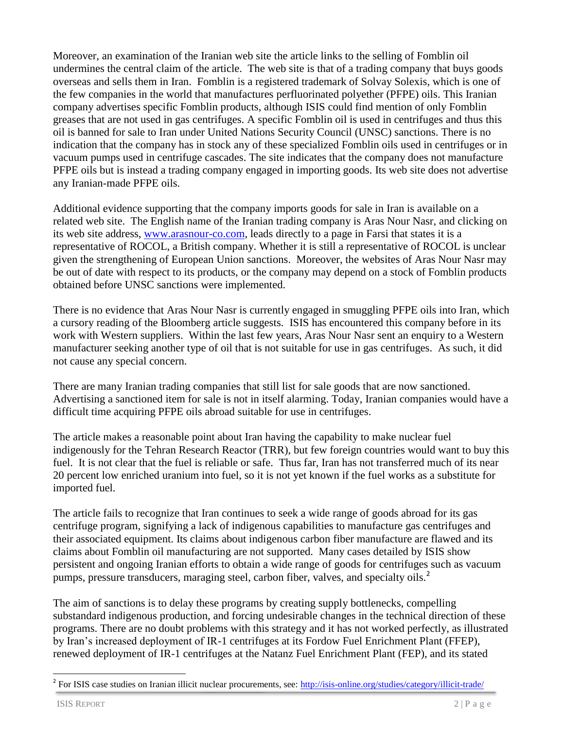Moreover, an examination of the Iranian web site the article links to the selling of Fomblin oil undermines the central claim of the article. The web site is that of a trading company that buys goods overseas and sells them in Iran. Fomblin is a registered trademark of Solvay Solexis, which is one of the few companies in the world that manufactures perfluorinated polyether (PFPE) oils. This Iranian company advertises specific Fomblin products, although ISIS could find mention of only Fomblin greases that are not used in gas centrifuges. A specific Fomblin oil is used in centrifuges and thus this oil is banned for sale to Iran under United Nations Security Council (UNSC) sanctions. There is no indication that the company has in stock any of these specialized Fomblin oils used in centrifuges or in vacuum pumps used in centrifuge cascades. The site indicates that the company does not manufacture PFPE oils but is instead a trading company engaged in importing goods. Its web site does not advertise any Iranian-made PFPE oils.

Additional evidence supporting that the company imports goods for sale in Iran is available on a related web site. The English name of the Iranian trading company is Aras Nour Nasr, and clicking on its web site address, [www.arasnour-co.com](http://www.arasnour-co.com), leads directly to a page in Farsi that states it is a representative of ROCOL, a British company. Whether it is still a representative of ROCOL is unclear given the strengthening of European Union sanctions. Moreover, the websites of Aras Nour Nasr may be out of date with respect to its products, or the company may depend on a stock of Fomblin products obtained before UNSC sanctions were implemented.

There is no evidence that Aras Nour Nasr is currently engaged in smuggling PFPE oils into Iran, which a cursory reading of the Bloomberg article suggests. ISIS has encountered this company before in its work with Western suppliers. Within the last few years, Aras Nour Nasr sent an enquiry to a Western manufacturer seeking another type of oil that is not suitable for use in gas centrifuges. As such, it did not cause any special concern.

There are many Iranian trading companies that still list for sale goods that are now sanctioned. Advertising a sanctioned item for sale is not in itself alarming. Today, Iranian companies would have a difficult time acquiring PFPE oils abroad suitable for use in centrifuges.

The article makes a reasonable point about Iran having the capability to make nuclear fuel indigenously for the Tehran Research Reactor (TRR), but few foreign countries would want to buy this fuel. It is not clear that the fuel is reliable or safe. Thus far, Iran has not transferred much of its near 20 percent low enriched uranium into fuel, so it is not yet known if the fuel works as a substitute for imported fuel.

The article fails to recognize that Iran continues to seek a wide range of goods abroad for its gas centrifuge program, signifying a lack of indigenous capabilities to manufacture gas centrifuges and their associated equipment. Its claims about indigenous carbon fiber manufacture are flawed and its claims about Fomblin oil manufacturing are not supported. Many cases detailed by ISIS show persistent and ongoing Iranian efforts to obtain a wide range of goods for centrifuges such as vacuum pumps, pressure transducers, maraging steel, carbon fiber, valves, and specialty oils.[2]

The aim of sanctions is to delay these programs by creating supply bottlenecks, compelling substandard indigenous production, and forcing undesirable changes in the technical direction of these programs. There are no doubt problems with this strategy and it has not worked perfectly, as illustrated by Iran's increased deployment of IR-1 centrifuges at its Fordow Fuel Enrichment Plant (FFEP), renewed deployment of IR-1 centrifuges at the Natanz Fuel Enrichment Plant (FEP), and its stated

---

[2] For ISIS case studies on Iranian illicit nuclear procurements, see: [http://isis-online.org/studies/category/illicit-trade/](http://isis-online.org/studies/category/illicit-trade/)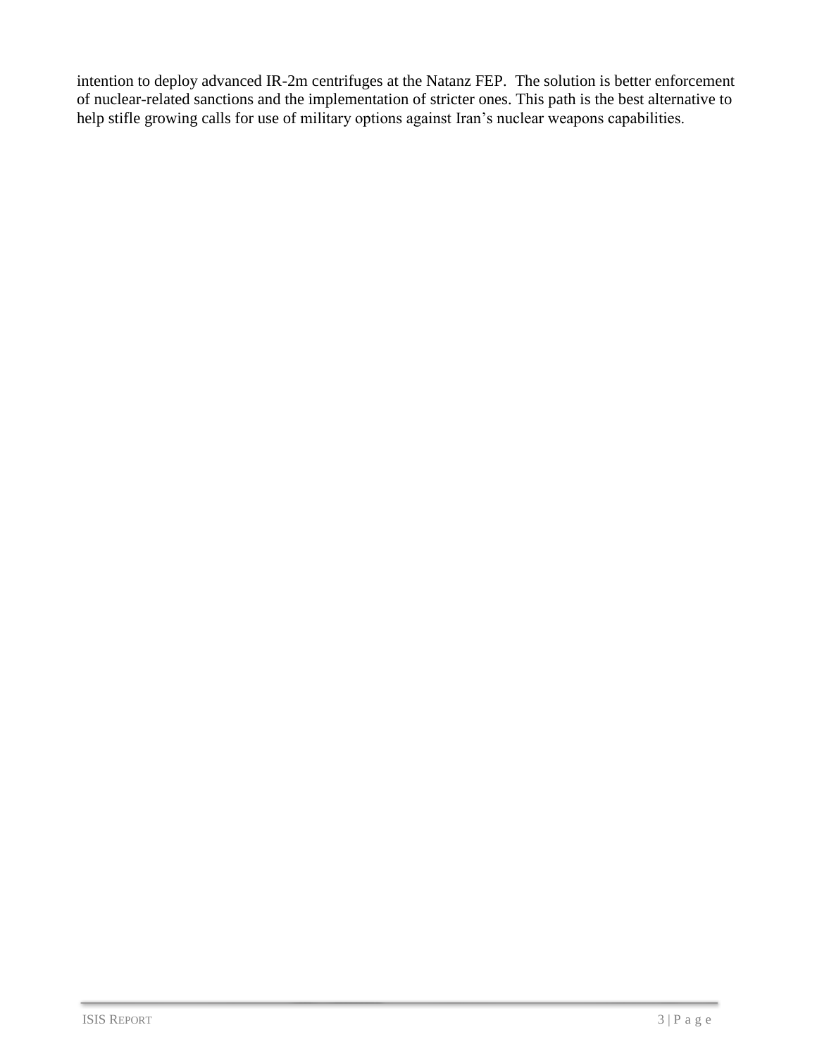intention to deploy advanced IR-2m centrifuges at the Natanz FEP. The solution is better enforcement of nuclear-related sanctions and the implementation of stricter ones. This path is the best alternative to help stifle growing calls for use of military options against Iran's nuclear weapons capabilities.